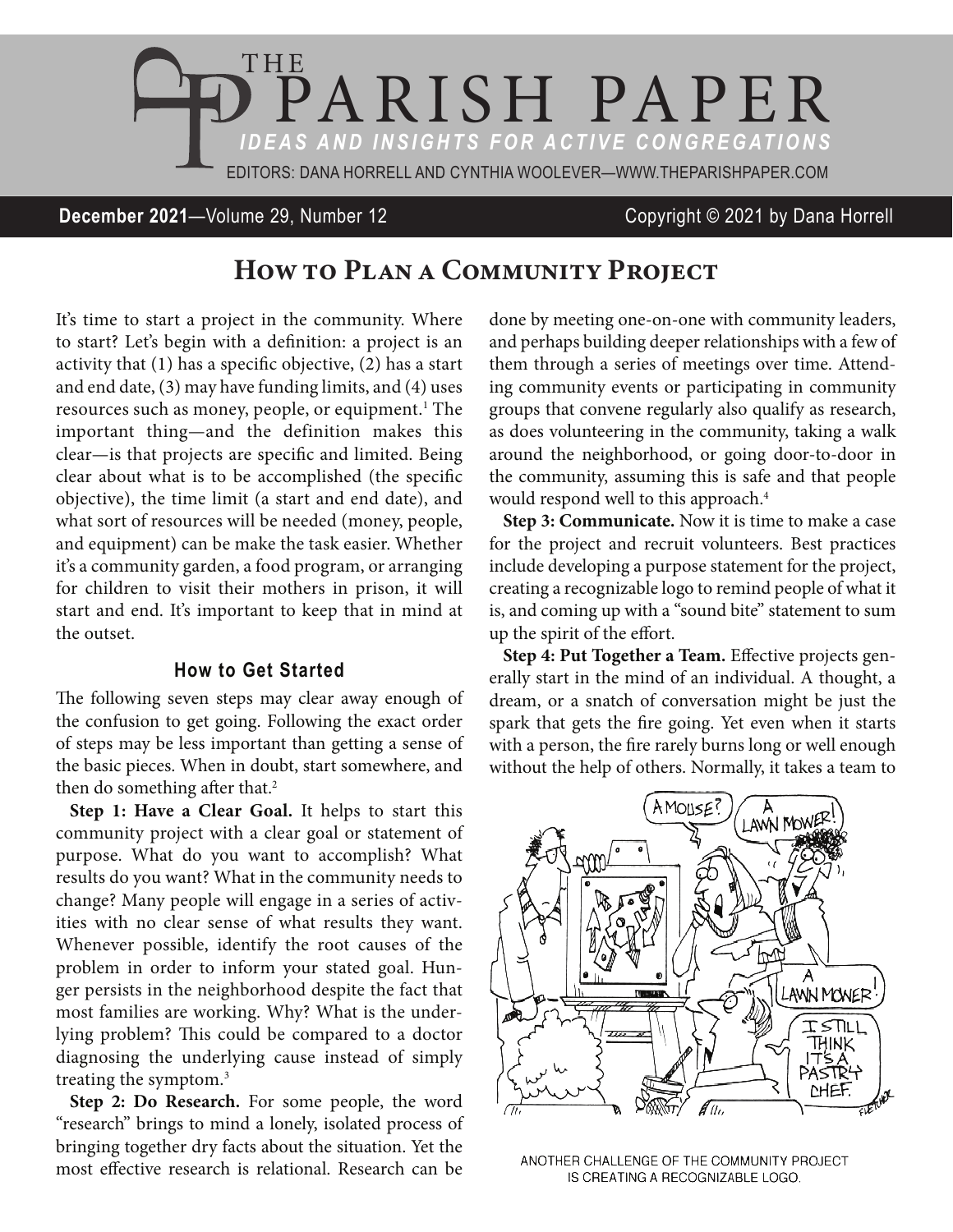# THE PARISH PAPER

*IDEAS AND INSIGHTS FOR ACTIVE CONGREGATIONS*

EDITORS: DANA HORRELL AND CYNTHIA WOOLEVER—WWW.THEPARISHPAPER.COM

**December 2021**—Volume 29, Number 12 Copyright © 2021 by Dana Horrell

## How to Plan a Community Project

It's time to start a project in the community. Where to start? Let's begin with a definition: a project is an activity that (1) has a specific objective, (2) has a start and end date, (3) may have funding limits, and (4) uses resources such as money, people, or equipment.[1] The important thing—and the definition makes this clear—is that projects are specific and limited. Being clear about what is to be accomplished (the specific objective), the time limit (a start and end date), and what sort of resources will be needed (money, people, and equipment) can be make the task easier. Whether it's a community garden, a food program, or arranging for children to visit their mothers in prison, it will start and end. It's important to keep that in mind at the outset.

### How to Get Started

The following seven steps may clear away enough of the confusion to get going. Following the exact order of steps may be less important than getting a sense of the basic pieces. When in doubt, start somewhere, and then do something after that.[2]

**Step 1: Have a Clear Goal.** It helps to start this community project with a clear goal or statement of purpose. What do you want to accomplish? What results do you want? What in the community needs to change? Many people will engage in a series of activities with no clear sense of what results they want. Whenever possible, identify the root causes of the problem in order to inform your stated goal. Hunger persists in the neighborhood despite the fact that most families are working. Why? What is the underlying problem? This could be compared to a doctor diagnosing the underlying cause instead of simply treating the symptom.[3]

**Step 2: Do Research.** For some people, the word "research" brings to mind a lonely, isolated process of bringing together dry facts about the situation. Yet the most effective research is relational. Research can be done by meeting one-on-one with community leaders, and perhaps building deeper relationships with a few of them through a series of meetings over time. Attending community events or participating in community groups that convene regularly also qualify as research, as does volunteering in the community, taking a walk around the neighborhood, or going door-to-door in the community, assuming this is safe and that people would respond well to this approach.[4]

**Step 3: Communicate.** Now it is time to make a case for the project and recruit volunteers. Best practices include developing a purpose statement for the project, creating a recognizable logo to remind people of what it is, and coming up with a "sound bite" statement to sum up the spirit of the effort.

**Step 4: Put Together a Team.** Effective projects generally start in the mind of an individual. A thought, a dream, or a snatch of conversation might be just the spark that gets the fire going. Yet even when it starts with a person, the fire rarely burns long or well enough without the help of others. Normally, it takes a team to

ANOTHER CHALLENGE OF THE COMMUNITY PROJECT IS CREATING A RECOGNIZABLE LOGO.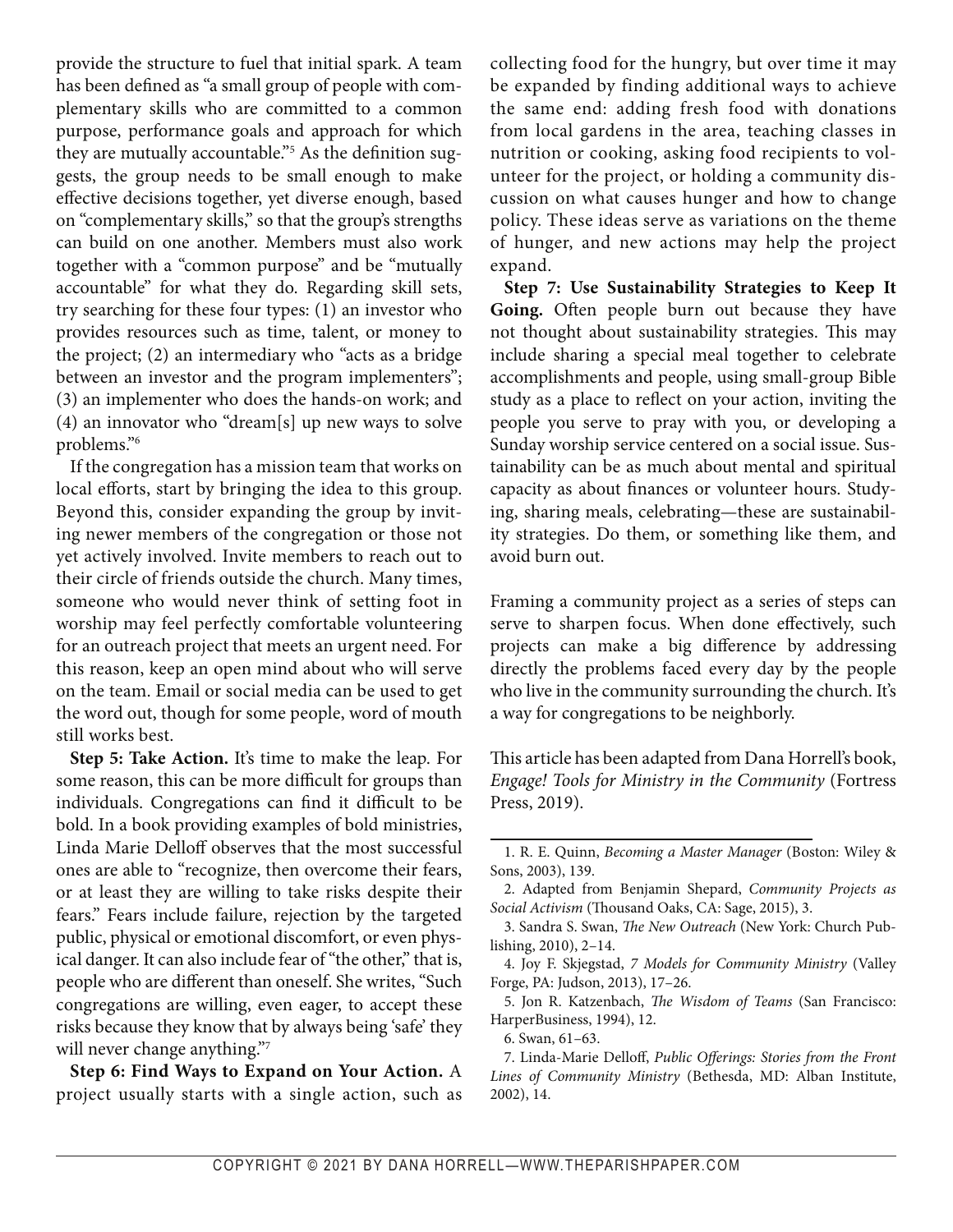provide the structure to fuel that initial spark. A team has been defined as "a small group of people with complementary skills who are committed to a common purpose, performance goals and approach for which they are mutually accountable."[5] As the definition suggests, the group needs to be small enough to make effective decisions together, yet diverse enough, based on "complementary skills," so that the group's strengths can build on one another. Members must also work together with a "common purpose" and be "mutually accountable" for what they do. Regarding skill sets, try searching for these four types: (1) an investor who provides resources such as time, talent, or money to the project; (2) an intermediary who "acts as a bridge between an investor and the program implementers"; (3) an implementer who does the hands-on work; and (4) an innovator who "dream[s] up new ways to solve problems."[6]

If the congregation has a mission team that works on local efforts, start by bringing the idea to this group. Beyond this, consider expanding the group by inviting newer members of the congregation or those not yet actively involved. Invite members to reach out to their circle of friends outside the church. Many times, someone who would never think of setting foot in worship may feel perfectly comfortable volunteering for an outreach project that meets an urgent need. For this reason, keep an open mind about who will serve on the team. Email or social media can be used to get the word out, though for some people, word of mouth still works best.

**Step 5: Take Action.** It's time to make the leap. For some reason, this can be more difficult for groups than individuals. Congregations can find it difficult to be bold. In a book providing examples of bold ministries, Linda Marie Delloff observes that the most successful ones are able to "recognize, then overcome their fears, or at least they are willing to take risks despite their fears." Fears include failure, rejection by the targeted public, physical or emotional discomfort, or even physical danger. It can also include fear of "the other," that is, people who are different than oneself. She writes, "Such congregations are willing, even eager, to accept these risks because they know that by always being 'safe' they will never change anything."[7]

**Step 6: Find Ways to Expand on Your Action.** A project usually starts with a single action, such as collecting food for the hungry, but over time it may be expanded by finding additional ways to achieve the same end: adding fresh food with donations from local gardens in the area, teaching classes in nutrition or cooking, asking food recipients to volunteer for the project, or holding a community discussion on what causes hunger and how to change policy. These ideas serve as variations on the theme of hunger, and new actions may help the project expand.

**Step 7: Use Sustainability Strategies to Keep It Going.** Often people burn out because they have not thought about sustainability strategies. This may include sharing a special meal together to celebrate accomplishments and people, using small-group Bible study as a place to reflect on your action, inviting the people you serve to pray with you, or developing a Sunday worship service centered on a social issue. Sustainability can be as much about mental and spiritual capacity as about finances or volunteer hours. Studying, sharing meals, celebrating—these are sustainability strategies. Do them, or something like them, and avoid burn out.

Framing a community project as a series of steps can serve to sharpen focus. When done effectively, such projects can make a big difference by addressing directly the problems faced every day by the people who live in the community surrounding the church. It's a way for congregations to be neighborly.

This article has been adapted from Dana Horrell's book, *Engage! Tools for Ministry in the Community* (Fortress Press, 2019).

---

1. R. E. Quinn, *Becoming a Master Manager* (Boston: Wiley & Sons, 2003), 139.
2. Adapted from Benjamin Shepard, *Community Projects as Social Activism* (Thousand Oaks, CA: Sage, 2015), 3.
3. Sandra S. Swan, *The New Outreach* (New York: Church Publishing, 2010), 2–14.
4. Joy F. Skjegstad, *7 Models for Community Ministry* (Valley Forge, PA: Judson, 2013), 17–26.
5. Jon R. Katzenbach, *The Wisdom of Teams* (San Francisco: HarperBusiness, 1994), 12.
6. Swan, 61–63.
7. Linda-Marie Delloff, *Public Offerings: Stories from the Front Lines of Community Ministry* (Bethesda, MD: Alban Institute, 2002), 14.

COPYRIGHT © 2021 BY DANA HORRELL—WWW.THEPARISHPAPER.COM